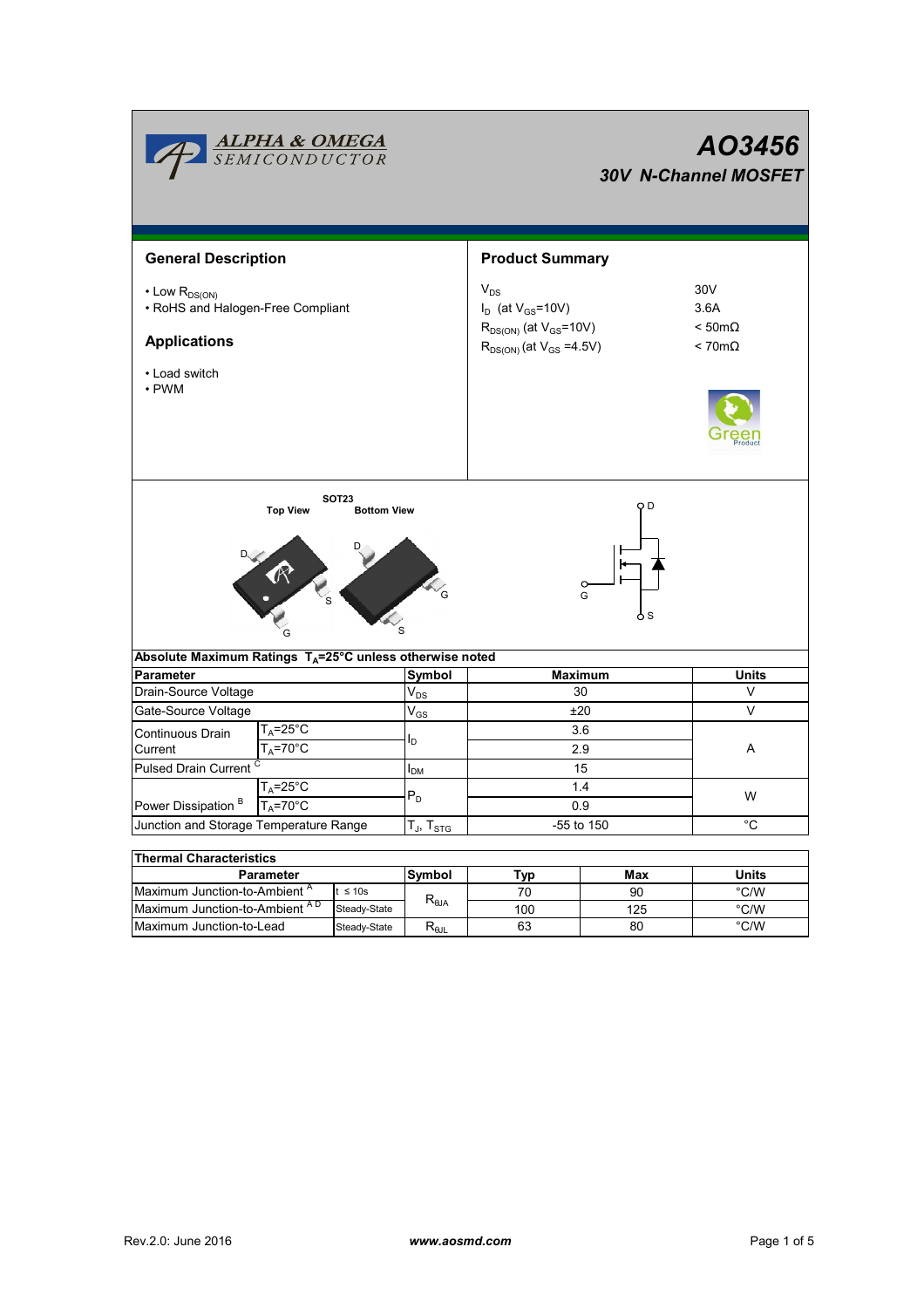# AO3456

## 30V N-Channel MOSFET

## General Description

- Low $R_{DS(ON)}$
- RoHS and Halogen-Free Compliant

## Applications

- Load switch
- PWM

## Product Summary

| | |
|---|---|
| $V_{DS}$ | 30V |
| $I_D$ (at $V_{GS}$=10V) | 3.6A |
| $R_{DS(ON)}$ (at $V_{GS}$=10V) | < 50mΩ |
| $R_{DS(ON)}$ (at $V_{GS}$ =4.5V) | < 70mΩ |

SOT23

Top View Bottom View

D G S

### Absolute Maximum Ratings $T_A$=25°C unless otherwise noted

| Parameter | | Symbol | Maximum | Units |
|---|---|---|---|---|
| Drain-Source Voltage | | $V_{DS}$ | 30 | V |
| Gate-Source Voltage | | $V_{GS}$ | ±20 | V |
| Continuous Drain Current | $T_A$=25°C | $I_D$ | 3.6 | A |
| | $T_A$=70°C | | 2.9 | |
| Pulsed Drain Current [C] | | $I_{DM}$ | 15 | |
| Power Dissipation [B] | $T_A$=25°C | $P_D$ | 1.4 | W |
| | $T_A$=70°C | | 0.9 | |
| Junction and Storage Temperature Range | | $T_J$, $T_{STG}$ | -55 to 150 | °C |

### Thermal Characteristics

| Parameter | | Symbol | Typ | Max | Units |
|---|---|---|---|---|---|
| Maximum Junction-to-Ambient [A] | t ≤ 10s | $R_{\theta JA}$ | 70 | 90 | °C/W |
| Maximum Junction-to-Ambient [A D] | Steady-State | | 100 | 125 | °C/W |
| Maximum Junction-to-Lead | Steady-State | $R_{\theta JL}$ | 63 | 80 | °C/W |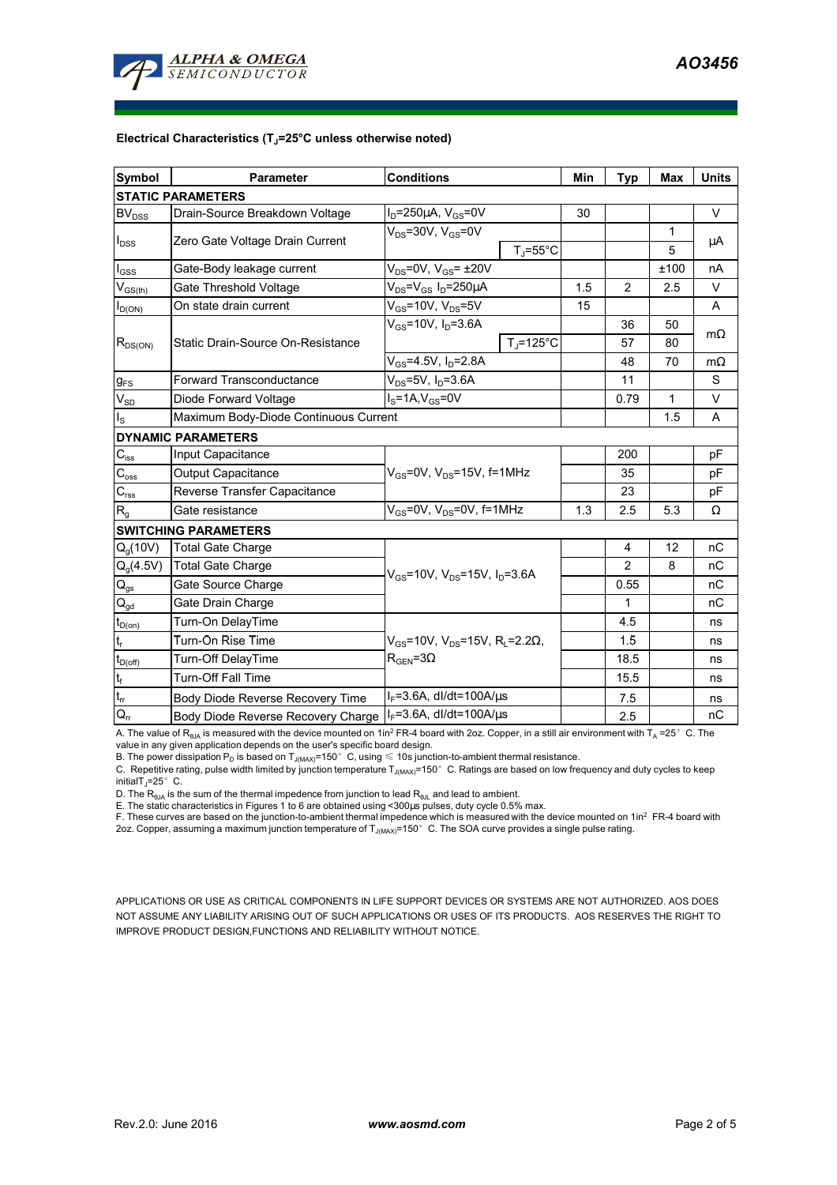**Electrical Characteristics ($T_J$=25°C unless otherwise noted)**

| Symbol | Parameter | Conditions | | Min | Typ | Max | Units |
|---|---|---|---|---|---|---|---|
| **STATIC PARAMETERS** | | | | | | | |
| $BV_{DSS}$ | Drain-Source Breakdown Voltage | $I_D$=250µA, $V_{GS}$=0V | | 30 | | | V |
| $I_{DSS}$ | Zero Gate Voltage Drain Current | $V_{DS}$=30V, $V_{GS}$=0V | | | | 1 | µA |
| | | | $T_J$=55°C | | | 5 | |
| $I_{GSS}$ | Gate-Body leakage current | $V_{DS}$=0V, $V_{GS}$= ±20V | | | | ±100 | nA |
| $V_{GS(th)}$ | Gate Threshold Voltage | $V_{DS}$=$V_{GS}$ $I_D$=250µA | | 1.5 | 2 | 2.5 | V |
| $I_{D(ON)}$ | On state drain current | $V_{GS}$=10V, $V_{DS}$=5V | | 15 | | | A |
| $R_{DS(ON)}$ | Static Drain-Source On-Resistance | $V_{GS}$=10V, $I_D$=3.6A | | | 36 | 50 | mΩ |
| | | | $T_J$=125°C | | 57 | 80 | |
| | | $V_{GS}$=4.5V, $I_D$=2.8A | | | 48 | 70 | mΩ |
| $g_{FS}$ | Forward Transconductance | $V_{DS}$=5V, $I_D$=3.6A | | | 11 | | S |
| $V_{SD}$ | Diode Forward Voltage | $I_S$=1A,$V_{GS}$=0V | | | 0.79 | 1 | V |
| $I_S$ | Maximum Body-Diode Continuous Current | | | | | 1.5 | A |
| **DYNAMIC PARAMETERS** | | | | | | | |
| $C_{iss}$ | Input Capacitance | $V_{GS}$=0V, $V_{DS}$=15V, f=1MHz | | | 200 | | pF |
| $C_{oss}$ | Output Capacitance | | | | 35 | | pF |
| $C_{rss}$ | Reverse Transfer Capacitance | | | | 23 | | pF |
| $R_g$ | Gate resistance | $V_{GS}$=0V, $V_{DS}$=0V, f=1MHz | | 1.3 | 2.5 | 5.3 | Ω |
| **SWITCHING PARAMETERS** | | | | | | | |
| $Q_g$(10V) | Total Gate Charge | $V_{GS}$=10V, $V_{DS}$=15V, $I_D$=3.6A | | | 4 | 12 | nC |
| $Q_g$(4.5V) | Total Gate Charge | | | | 2 | 8 | nC |
| $Q_{gs}$ | Gate Source Charge | | | | 0.55 | | nC |
| $Q_{gd}$ | Gate Drain Charge | | | | 1 | | nC |
| $t_{D(on)}$ | Turn-On DelayTime | $V_{GS}$=10V, $V_{DS}$=15V, $R_L$=2.2Ω, $R_{GEN}$=3Ω | | | 4.5 | | ns |
| $t_r$ | Turn-On Rise Time | | | | 1.5 | | ns |
| $t_{D(off)}$ | Turn-Off DelayTime | | | | 18.5 | | ns |
| $t_f$ | Turn-Off Fall Time | | | | 15.5 | | ns |
| $t_{rr}$ | Body Diode Reverse Recovery Time | $I_F$=3.6A, dI/dt=100A/µs | | | 7.5 | | ns |
| $Q_{rr}$ | Body Diode Reverse Recovery Charge | $I_F$=3.6A, dI/dt=100A/µs | | | 2.5 | | nC |

A. The value of $R_{\theta JA}$ is measured with the device mounted on 1in² FR-4 board with 2oz. Copper, in a still air environment with $T_A$ =25°C. The value in any given application depends on the user's specific board design.
B. The power dissipation $P_D$ is based on $T_{J(MAX)}$=150°C, using ≤ 10s junction-to-ambient thermal resistance.
C. Repetitive rating, pulse width limited by junction temperature $T_{J(MAX)}$=150°C. Ratings are based on low frequency and duty cycles to keep initial $T_J$=25°C.
D. The $R_{\theta JA}$ is the sum of the thermal impedence from junction to lead $R_{\theta JL}$ and lead to ambient.
E. The static characteristics in Figures 1 to 6 are obtained using <300µs pulses, duty cycle 0.5% max.
F. These curves are based on the junction-to-ambient thermal impedence which is measured with the device mounted on 1in² FR-4 board with 2oz. Copper, assuming a maximum junction temperature of $T_{J(MAX)}$=150°C. The SOA curve provides a single pulse rating.

APPLICATIONS OR USE AS CRITICAL COMPONENTS IN LIFE SUPPORT DEVICES OR SYSTEMS ARE NOT AUTHORIZED. AOS DOES NOT ASSUME ANY LIABILITY ARISING OUT OF SUCH APPLICATIONS OR USES OF ITS PRODUCTS. AOS RESERVES THE RIGHT TO IMPROVE PRODUCT DESIGN,FUNCTIONS AND RELIABILITY WITHOUT NOTICE.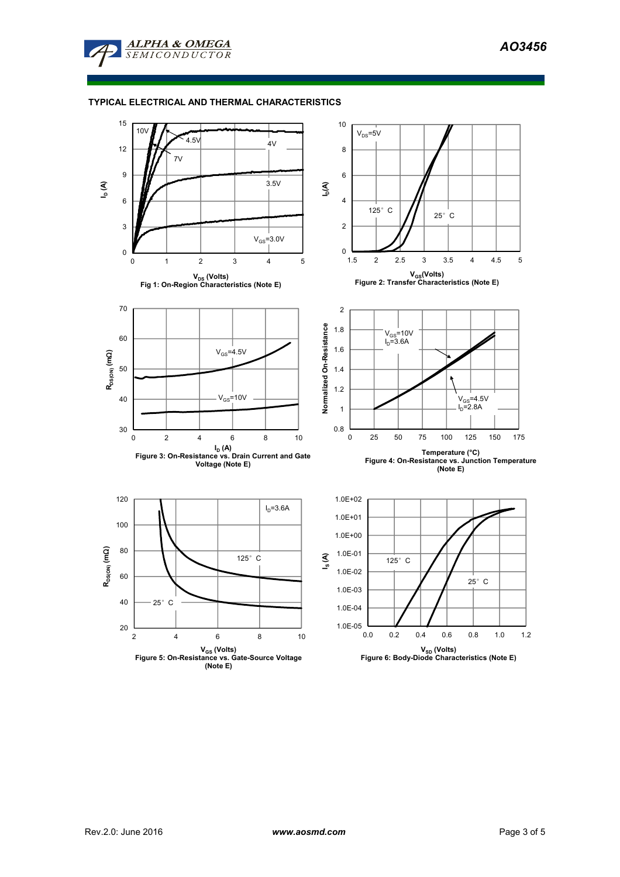## TYPICAL ELECTRICAL AND THERMAL CHARACTERISTICS

Fig 1: On-Region Characteristics (Note E)

Figure 2: Transfer Characteristics (Note E)

Figure 3: On-Resistance vs. Drain Current and Gate Voltage (Note E)

Figure 4: On-Resistance vs. Junction Temperature (Note E)

Figure 5: On-Resistance vs. Gate-Source Voltage (Note E)

Figure 6: Body-Diode Characteristics (Note E)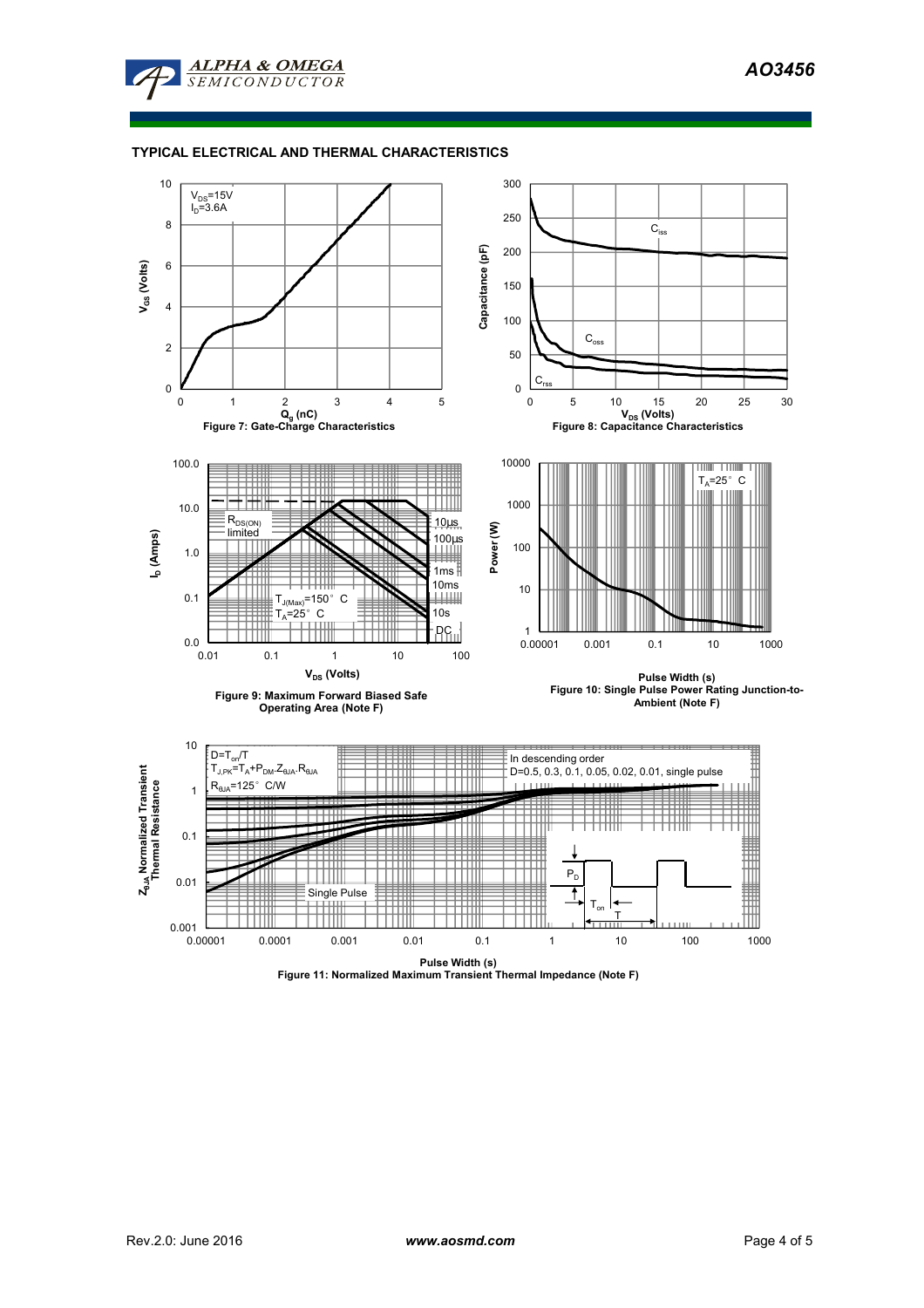## TYPICAL ELECTRICAL AND THERMAL CHARACTERISTICS

$V_{DS}$=15V
$I_D$=3.6A

$V_{GS}$ (Volts)

$Q_g$ (nC)

Figure 7: Gate-Charge Characteristics

$C_{iss}$

$C_{oss}$

$C_{rss}$

Capacitance (pF)

$V_{DS}$ (Volts)

Figure 8: Capacitance Characteristics

$R_{DS(ON)}$ limited

10µs
100µs
1ms
10ms
10s
DC

$T_{J(Max)}$=150° C
$T_A$=25° C

$I_D$ (Amps)

$V_{DS}$ (Volts)

Figure 9: Maximum Forward Biased Safe Operating Area (Note F)

$T_A$=25° C

Power (W)

Pulse Width (s)

Figure 10: Single Pulse Power Rating Junction-to-Ambient (Note F)

$D=T_{on}/T$
$T_{J,PK}=T_A+P_{DM}.Z_{\theta JA}.R_{\theta JA}$
$R_{\theta JA}$=125° C/W

In descending order
D=0.5, 0.3, 0.1, 0.05, 0.02, 0.01, single pulse

Single Pulse

$P_D$

$T_{on}$

T

$Z_{\theta JA}$ Normalized Transient Thermal Resistance

Pulse Width (s)

Figure 11: Normalized Maximum Transient Thermal Impedance (Note F)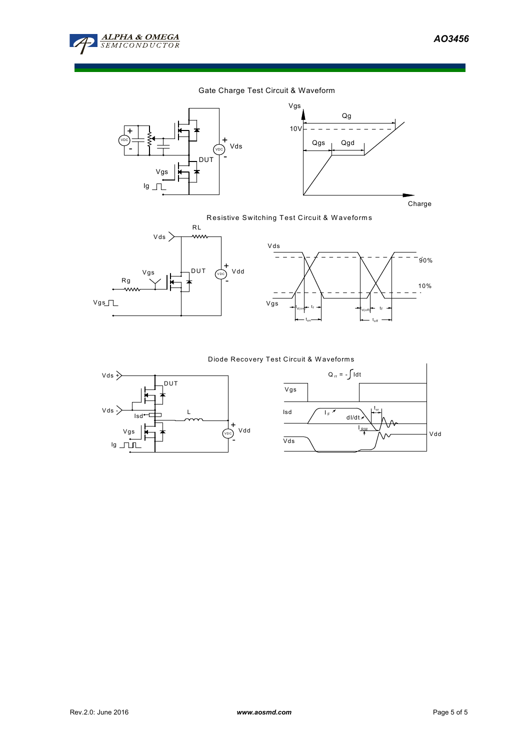## Gate Charge Test Circuit & Waveform

Vgs

Qg

10V

Qgs

Qgd

Charge

VDC

Vds

DUT

Vgs

Ig

## Resistive Switching Test Circuit & Waveforms

Vds

RL

Vgs

Rg

DUT

Vdd

Vgs

Vds

90%

10%

Vgs

$t_{d(on)}$

$t_r$

$t_{on}$

$t_{d(off)}$

$t_f$

$t_{off}$

## Diode Recovery Test Circuit & Waveforms

Vds +

DUT

Vds -

Isd

L

Vgs

Ig

Vdd

$Q_{rr} = -\int Idt$

Vgs

Isd

$I_F$

dI/dt

$t_{rr}$

$I_{RM}$

Vdd

Vds